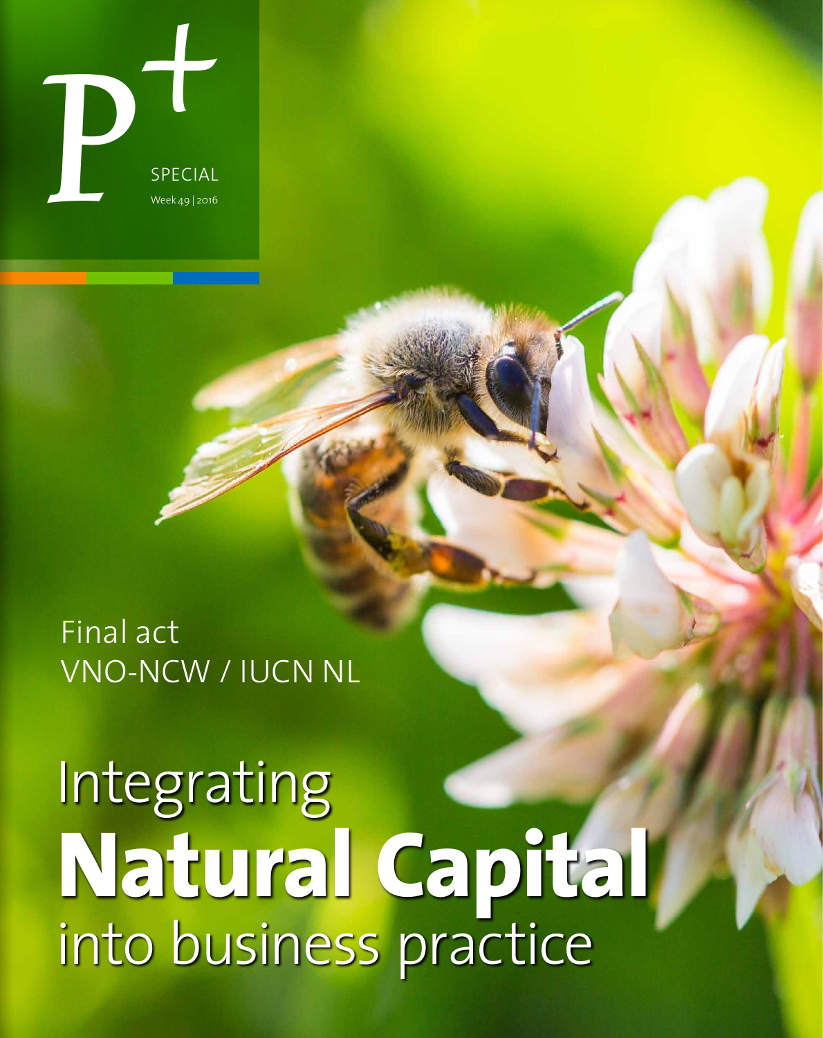P+

SPECIAL

Week 49 | 2016

Final act
VNO-NCW / IUCN NL

# Integrating **Natural Capital** into business practice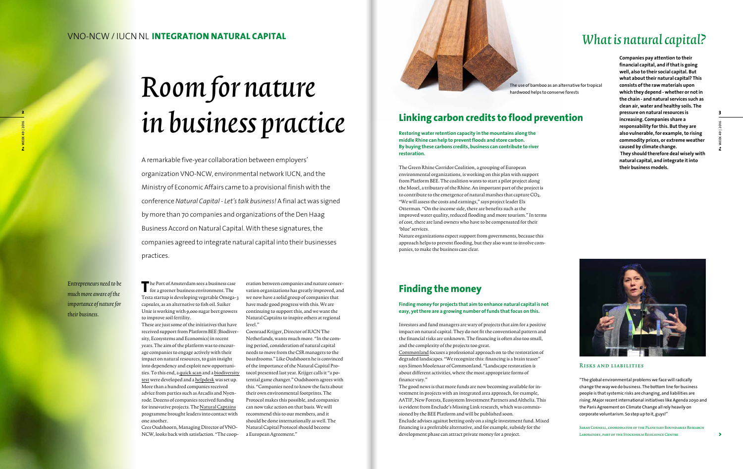VNO-NCW / IUCN NL **INTEGRATION NATURAL CAPITAL**

# *Room for nature in business practice*

A remarkable five-year collaboration between employers' organization VNO-NCW, environmental network IUCN, and the Ministry of Economic Affairs came to a provisional finish with the conference *Natural Capital - Let's talk business!* A final act was signed by more than 70 companies and organizations of the Den Haag Business Accord on Natural Capital. With these signatures, the companies agreed to integrate natural capital into their businesses practices.

*Entrepreneurs need to be much more aware of the importance of nature for their business.*

The Port of Amsterdam sees a business case for a greener business environment. The Testa startup is developing vegetable Omega-3 capsules, as an alternative to fish oil. Suiker Unie is working with 9,000 sugar beet growers to improve soil fertility.

These are just some of the initiatives that have received support from Platform BEE (Biodiversity, Ecosystems and Economics) in recent years. The aim of the platform was to encourage companies to engage actively with their impact on natural resources, to gain insight into dependency and exploit new opportunities. To this end, a quick scan and a biodiversity test were developed and a helpdesk was set up. More than a hundred companies received advice from parties such as Arcadis and Nyenrode. Dozens of companies received funding for innovative projects. The Natural Captains programme brought leaders into contact with one another.

Cees Oudshoorn, Managing Director of VNO-NCW, looks back with satisfaction. "The cooperation between companies and nature conservation organizations has greatly improved, and we now have a solid group of companies that have made good progress with this. We are continuing to support this, and we want the Natural Captains to inspire others at regional level."

Coenraad Krijger, Director of IUCN The Netherlands, wants much more. "In the coming period, consideration of natural capital needs to move from the CSR managers to the boardrooms." Like Oudshoorn he is convinced of the importance of the Natural Capital Protocol presented last year. Krijger calls it "a potential game changer." Oudshoorn agrees with this. "Companies need to know the facts about their own environmental footprints. The Protocol makes this possible, and companies can now take action on that basis. We will recommend this to our members, and it should be done internationally as well. The Natural Capital Protocol should become a European Agreement."

The use of bamboo as an alternative for tropical hardwood helps to conserve forests

## Linking carbon credits to flood prevention

**Restoring water retention capacity in the mountains along the middle Rhine can help to prevent floods and store carbon. By buying these carbons credits, business can contribute to river restoration.**

The Green Rhine Corridor Coalition, a grouping of European environmental organizations, is working on this plan with support from Platform BEE. The coalition wants to start a pilot project along the Mosel, a tributary of the Rhine. An important part of the project is to contribute to the emergence of natural marshes that capture $CO_2$. "We will assess the costs and earnings," says project leader Els Otterman. "On the income side, there are benefits such as the improved water quality, reduced flooding and more tourism." In terms of cost, there are land owners who have to be compensated for their 'blue' services.

Nature organizations expect support from governments, because this approach helps to prevent flooding, but they also want to involve companies, to make the business case clear.

## Finding the money

**Finding money for projects that aim to enhance natural capital is not easy, yet there are a growing number of funds that focus on this.**

Investors and fund managers are wary of projects that aim for a positive impact on natural capital. They do not fit the conventional pattern and the financial risks are unknown. The financing is often also too small, and the complexity of the projects too great.

Commonland focuses a professional approach on to the restoration of degraded landscapes. "We recognize this: financing is a brain teaser" says Simon Moolenaar of Commonland. "Landscape restoration is about different activities, where the most appropriate forms of finance vary."

The good news is that more funds are now becoming available for investment in projects with an integrated area approach, for example, AATIF, New Forests, Ecosystem Investment Partners and Althelia. This is evident from Enclude's Missing Link research, which was commissioned by the BEE Platform and will be published soon.

Enclude advises against betting only on a single investment fund. Mixed financing is a preferable alternative, and for example, subsidy for the development phase can attract private money for a project.

# *What is natural capital?*

**Companies pay attention to their financial capital, and if that is going well, also to their social capital. But what about their natural capital? This consists of the raw materials upon which they depend - whether or not in the chain - and natural services such as clean air, water and healthy soils. The pressure on natural resources is increasing. Companies share a responsability for this. But they are also vulnerable, for example, to rising commodity prices, or extreme weather caused by climate change. They should therefore deal wisely with natural capital, and integrate it into their business models.**

### Risks and liabilities

"The global environmental problems we face will radically change the way we do business. The bottom line for business people is that systemic risks are changing, and liabilities are rising. Major recent international initiatives like Agenda 2030 and the Paris Agreement on Climate Change all rely heavily on corporate voluntarism. So step up to it, guys!"

Sarah Cornell, coordinator of the Planetary Boundaries Research Laboratory, part of the Stockholm Resilience Centre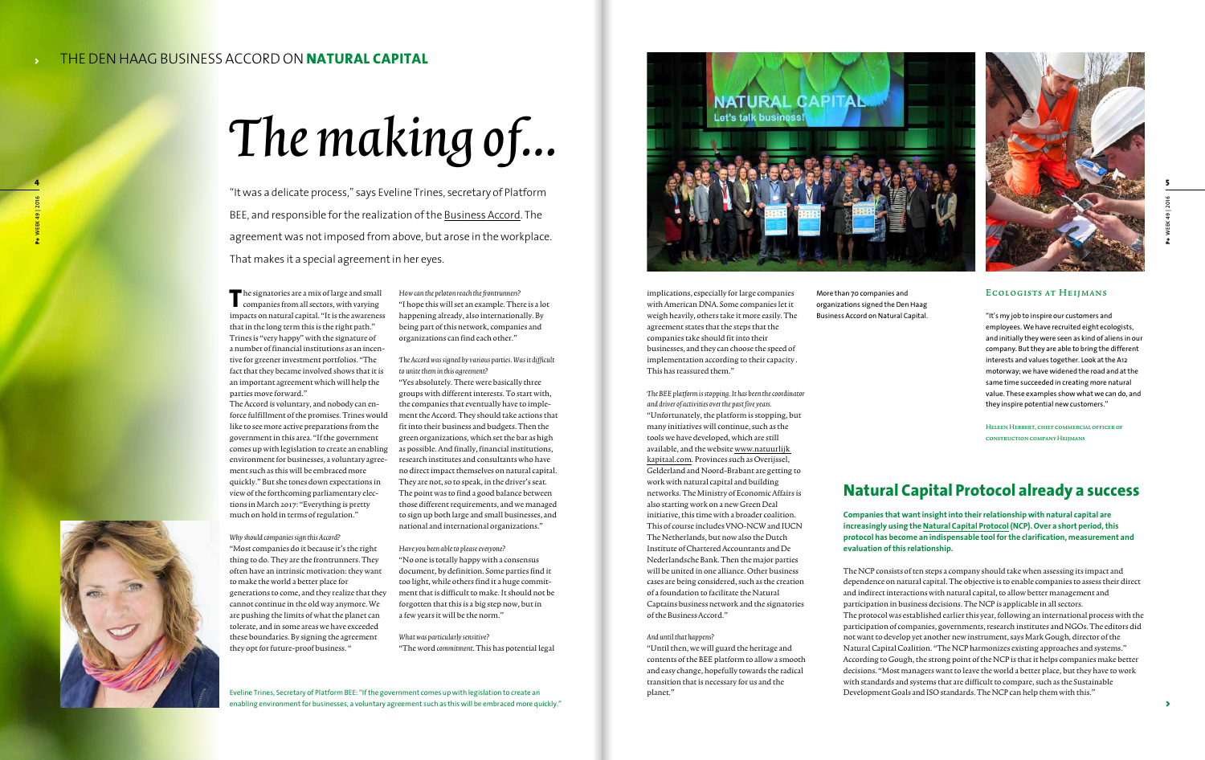# The making of...

"It was a delicate process," says Eveline Trines, secretary of Platform BEE, and responsible for the realization of the Business Accord. The agreement was not imposed from above, but arose in the workplace. That makes it a special agreement in her eyes.

The signatories are a mix of large and small companies from all sectors, with varying impacts on natural capital. "It is the awareness that in the long term this is the right path." Trines is "very happy" with the signature of a number of financial institutions as an incentive for greener investment portfolios. "The fact that they became involved shows that it is an important agreement which will help the parties move forward."

The Accord is voluntary, and nobody can enforce fulfillment of the promises. Trines would like to see more active preparations from the government in this area. "If the government comes up with legislation to create an enabling environment for businesses, a voluntary agreement such as this will be embraced more quickly." But she tones down expectations in view of the forthcoming parliamentary elections in March 2017: "Everything is pretty much on hold in terms of regulation."

*Why should companies sign this Accord?*

"Most companies do it because it's the right thing to do. They are the frontrunners. They often have an intrinsic motivation: they want to make the world a better place for generations to come, and they realize that they cannot continue in the old way anymore. We are pushing the limits of what the planet can tolerate, and in some areas we have exceeded these boundaries. By signing the agreement they opt for future-proof business."

*How can the peloton reach the frontrunners?*

"I hope this will set an example. There is a lot happening already, also internationally. By being part of this network, companies and organizations can find each other."

*The Accord was signed by various parties. Was it difficult to unite them in this agreement?*

"Yes absolutely. There were basically three groups with different interests. To start with, the companies that eventually have to implement the Accord. They should take actions that fit into their business and budgets. Then the green organizations, which set the bar as high as possible. And finally, financial institutions, research institutes and consultants who have no direct impact themselves on natural capital. They are not, so to speak, in the driver's seat. The point was to find a good balance between those different requirements, and we managed to sign up both large and small businesses, and national and international organizations."

*Have you been able to please everyone?*

"No one is totally happy with a consensus document, by definition. Some parties find it too light, while others find it a huge commitment that is difficult to make. It should not be forgotten that this is a big step now, but in a few years it will be the norm."

*What was particularly sensitive?*

"The word *commitment*. This has potential legal implications, especially for large companies with American DNA. Some companies let it weigh heavily, others take it more easily. The agreement states that the steps that the companies take should fit into their businesses, and they can choose the speed of implementation according to their capacity. This has reassured them."

*The BEE platform is stopping. It has been the coordinator and driver of activities over the past five years.*

"Unfortunately, the platform is stopping, but many initiatives will continue, such as the tools we have developed, which are still available, and the website www.natuurlijkkapitaal.com. Provinces such as Overijssel, Gelderland and Noord-Brabant are getting to work with natural capital and building networks. The Ministry of Economic Affairs is also starting work on a new Green Deal initiative, this time with a broader coalition. This of course includes VNO-NCW and IUCN The Netherlands, but now also the Dutch Institute of Chartered Accountants and De Nederlandsche Bank. Then the major parties will be united in one alliance. Other business cases are being considered, such as the creation of a foundation to facilitate the Natural Captains business network and the signatories of the Business Accord."

*And until that happens?*

"Until then, we will guard the heritage and contents of the BEE platform to allow a smooth and easy change, hopefully towards the radical transition that is necessary for us and the planet."

Eveline Trines, Secretary of Platform BEE: "If the government comes up with legislation to create an enabling environment for businesses, a voluntary agreement such as this will be embraced more quickly."

More than 70 companies and organizations signed the Den Haag Business Accord on Natural Capital.

### Ecologists at Heijmans

"It's my job to inspire our customers and employees. We have recruited eight ecologists, and initially they were seen as kind of aliens in our company. But they are able to bring the different interests and values together. Look at the A12 motorway; we have widened the road and at the same time succeeded in creating more natural value. These examples show what we can do, and they inspire potential new customers."

Heleen Herbert, chief commercial officer of construction company Heijmans

## Natural Capital Protocol already a success

**Companies that want insight into their relationship with natural capital are increasingly using the Natural Capital Protocol (NCP). Over a short period, this protocol has become an indispensable tool for the clarification, measurement and evaluation of this relationship.**

The NCP consists of ten steps a company should take when assessing its impact and dependence on natural capital. The objective is to enable companies to assess their direct and indirect interactions with natural capital, to allow better management and participation in business decisions. The NCP is applicable in all sectors.

The protocol was established earlier this year, following an international process with the participation of companies, governments, research institutes and NGOs. The editors did not want to develop yet another new instrument, says Mark Gough, director of the Natural Capital Coalition. "The NCP harmonizes existing approaches and systems." According to Gough, the strong point of the NCP is that it helps companies make better decisions. "Most managers want to leave the world a better place, but they have to work with standards and systems that are difficult to compare, such as the Sustainable Development Goals and ISO standards. The NCP can help them with this."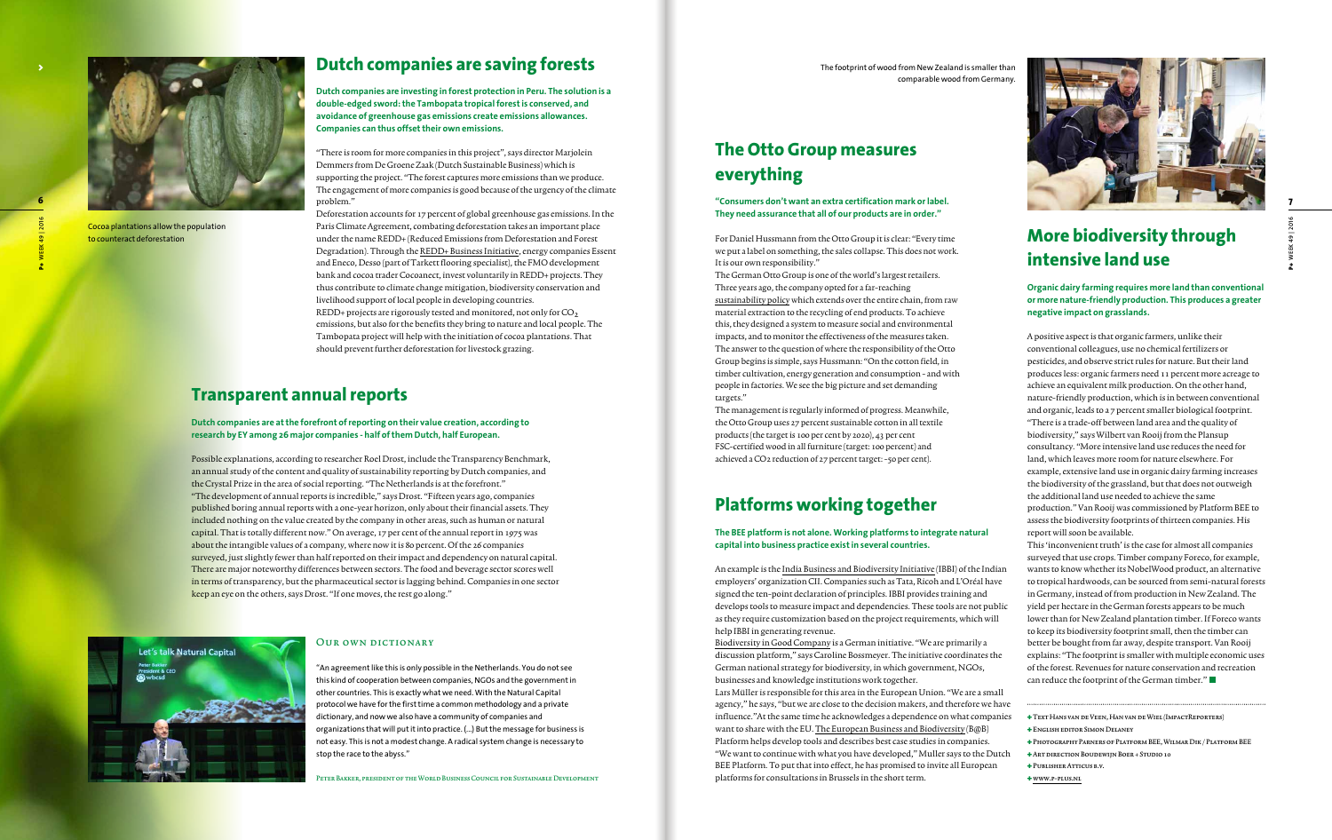## Dutch companies are saving forests

**Dutch companies are investing in forest protection in Peru. The solution is a double-edged sword: the Tambopata tropical forest is conserved, and avoidance of greenhouse gas emissions create emissions allowances. Companies can thus offset their own emissions.**

Cocoa plantations allow the population to counteract deforestation

"There is room for more companies in this project", says director Marjolein Demmers from De Groene Zaak (Dutch Sustainable Business) which is supporting the project. "The forest captures more emissions than we produce. The engagement of more companies is good because of the urgency of the climate problem."

Deforestation accounts for 17 percent of global greenhouse gas emissions. In the Paris Climate Agreement, combating deforestation takes an important place under the name REDD+ (Reduced Emissions from Deforestation and Forest Degradation). Through the REDD+ Business Initiative, energy companies Essent and Eneco, Desso (part of Tarkett flooring specialist), the FMO development bank and cocoa trader Cocoanect, invest voluntarily in REDD+ projects. They thus contribute to climate change mitigation, biodiversity conservation and livelihood support of local people in developing countries.

REDD+ projects are rigorously tested and monitored, not only for $CO_2$ emissions, but also for the benefits they bring to nature and local people. The Tambopata project will help with the initiation of cocoa plantations. That should prevent further deforestation for livestock grazing.

## Transparent annual reports

**Dutch companies are at the forefront of reporting on their value creation, according to research by EY among 26 major companies - half of them Dutch, half European.**

Possible explanations, according to researcher Roel Drost, include the Transparency Benchmark, an annual study of the content and quality of sustainability reporting by Dutch companies, and the Crystal Prize in the area of social reporting. "The Netherlands is at the forefront."

"The development of annual reports is incredible," says Drost. "Fifteen years ago, companies published boring annual reports with a one-year horizon, only about their financial assets. They included nothing on the value created by the company in other areas, such as human or natural capital. That is totally different now." On average, 17 per cent of the annual report in 1975 was about the intangible values of a company, where now it is 80 percent. Of the 26 companies surveyed, just slightly fewer than half reported on their impact and dependency on natural capital. There are major noteworthy differences between sectors. The food and beverage sector scores well in terms of transparency, but the pharmaceutical sector is lagging behind. Companies in one sector keep an eye on the others, says Drost. "If one moves, the rest go along."

### Our own dictionary

"An agreement like this is only possible in the Netherlands. You do not see this kind of cooperation between companies, NGOs and the government in other countries. This is exactly what we need. With the Natural Capital protocol we have for the first time a common methodology and a private dictionary, and now we also have a community of companies and organizations that will put it into practice. (...) But the message for business is not easy. This is not a modest change. A radical system change is necessary to stop the race to the abyss."

Peter Bakker, president of the World Business Council for Sustainable Development

## The Otto Group measures everything

**"Consumers don't want an extra certification mark or label. They need assurance that all of our products are in order."**

For Daniel Hussmann from the Otto Group it is clear: "Every time we put a label on something, the sales collapse. This does not work. It is our own responsibility."

The German Otto Group is one of the world's largest retailers. Three years ago, the company opted for a far-reaching sustainability policy which extends over the entire chain, from raw material extraction to the recycling of end products. To achieve this, they designed a system to measure social and environmental impacts, and to monitor the effectiveness of the measures taken. The answer to the question of where the responsibility of the Otto Group begins is simple, says Hussmann: "On the cotton field, in timber cultivation, energy generation and consumption - and with people in factories. We see the big picture and set demanding targets."

The management is regularly informed of progress. Meanwhile, the Otto Group uses 27 percent sustainable cotton in all textile products (the target is 100 per cent by 2020), 43 per cent FSC-certified wood in all furniture (target: 100 percent) and achieved a $CO_2$ reduction of 27 percent target: -50 per cent).

## Platforms working together

**The BEE platform is not alone. Working platforms to integrate natural capital into business practice exist in several countries.**

An example is the India Business and Biodiversity Initiative (IBBI) of the Indian employers' organization CII. Companies such as Tata, Ricoh and L'Oréal have signed the ten-point declaration of principles. IBBI provides training and develops tools to measure impact and dependencies. These tools are not public as they require customization based on the project requirements, which will help IBBI in generating revenue.

Biodiversity in Good Company is a German initiative. "We are primarily a discussion platform," says Caroline Bossmeyer. The initiative coordinates the German national strategy for biodiversity, in which government, NGOs, businesses and knowledge institutions work together.

Lars Müller is responsible for this area in the European Union. "We are a small agency," he says, "but we are close to the decision makers, and therefore we have influence." At the same time he acknowledges a dependence on what companies want to share with the EU. The European Business and Biodiversity (B@B) Platform helps develop tools and describes best case studies in companies. "We want to continue with what you have developed," Muller says to the Dutch BEE Platform. To put that into effect, he has promised to invite all European platforms for consultations in Brussels in the short term.

The footprint of wood from New Zealand is smaller than comparable wood from Germany.

## More biodiversity through intensive land use

**Organic dairy farming requires more land than conventional or more nature-friendly production. This produces a greater negative impact on grasslands.**

A positive aspect is that organic farmers, unlike their conventional colleagues, use no chemical fertilizers or pesticides, and observe strict rules for nature. But their land produces less: organic farmers need 11 percent more acreage to achieve an equivalent milk production. On the other hand, nature-friendly production, which is in between conventional and organic, leads to a 7 percent smaller biological footprint. "There is a trade-off between land area and the quality of biodiversity," says Wilbert van Rooij from the Plansup consultancy. "More intensive land use reduces the need for land, which leaves more room for nature elsewhere. For example, extensive land use in organic dairy farming increases the biodiversity of the grassland, but that does not outweigh the additional land use needed to achieve the same production." Van Rooij was commissioned by Platform BEE to assess the biodiversity footprints of thirteen companies. His report will soon be available.

This 'inconvenient truth' is the case for almost all companies surveyed that use crops. Timber company Foreco, for example, wants to know whether its NobelWood product, an alternative to tropical hardwoods, can be sourced from semi-natural forests in Germany, instead of from production in New Zealand. The yield per hectare in the German forests appears to be much lower than for New Zealand plantation timber. If Foreco wants to keep its biodiversity footprint small, then the timber can better be bought from far away, despite transport. Van Rooij explains: "The footprint is smaller with multiple economic uses of the forest. Revenues for nature conservation and recreation can reduce the footprint of the German timber."

+ Text Hans van de Veen, Han van de Wiel (ImpactReporters)
+ English editor Simon Delaney
+ Photography Parners of Platform BEE, Wilmar Dik / Platform BEE
+ Art direction Boudewijn Boer + Studio 10
+ Publisher Atticus b.v.
+ www.p-plus.nl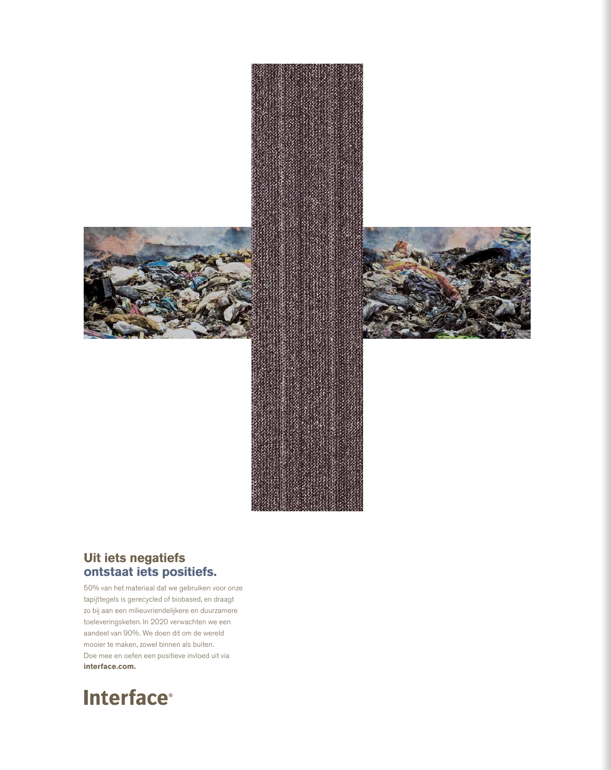## Uit iets negatiefs
## ontstaat iets positiefs.

50% van het materiaal dat we gebruiken voor onze tapijttegels is gerecycled of biobased, en draagt zo bij aan een milieuvriendelijkere en duurzamere toeleveringsketen. In 2020 verwachten we een aandeel van 90%. We doen dit om de wereld mooier te maken, zowel binnen als buiten. Doe mee en oefen een positieve invloed uit via **interface.com.**

**Interface**®